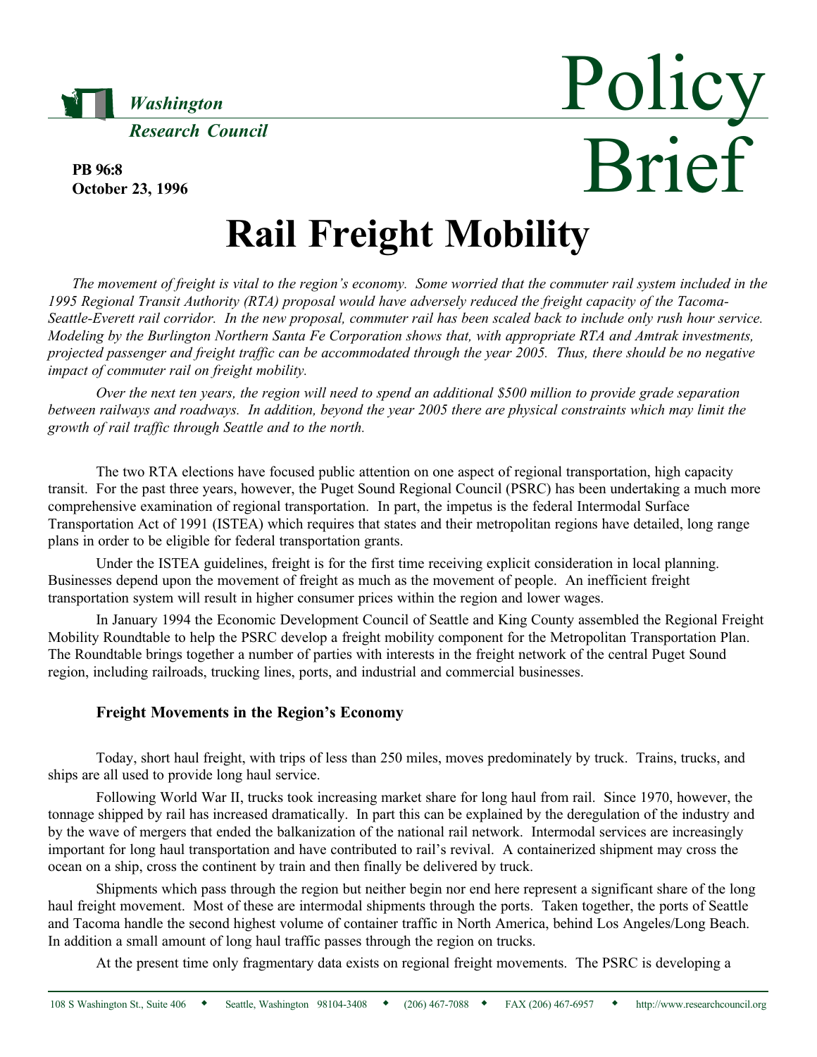Washington Research Council

**PB 96:8**
**October 23, 1996**

Policy Brief

# Rail Freight Mobility

*The movement of freight is vital to the region's economy. Some worried that the commuter rail system included in the 1995 Regional Transit Authority (RTA) proposal would have adversely reduced the freight capacity of the Tacoma-Seattle-Everett rail corridor. In the new proposal, commuter rail has been scaled back to include only rush hour service. Modeling by the Burlington Northern Santa Fe Corporation shows that, with appropriate RTA and Amtrak investments, projected passenger and freight traffic can be accommodated through the year 2005. Thus, there should be no negative impact of commuter rail on freight mobility.*

*Over the next ten years, the region will need to spend an additional $500 million to provide grade separation between railways and roadways. In addition, beyond the year 2005 there are physical constraints which may limit the growth of rail traffic through Seattle and to the north.*

The two RTA elections have focused public attention on one aspect of regional transportation, high capacity transit. For the past three years, however, the Puget Sound Regional Council (PSRC) has been undertaking a much more comprehensive examination of regional transportation. In part, the impetus is the federal Intermodal Surface Transportation Act of 1991 (ISTEA) which requires that states and their metropolitan regions have detailed, long range plans in order to be eligible for federal transportation grants.

Under the ISTEA guidelines, freight is for the first time receiving explicit consideration in local planning. Businesses depend upon the movement of freight as much as the movement of people. An inefficient freight transportation system will result in higher consumer prices within the region and lower wages.

In January 1994 the Economic Development Council of Seattle and King County assembled the Regional Freight Mobility Roundtable to help the PSRC develop a freight mobility component for the Metropolitan Transportation Plan. The Roundtable brings together a number of parties with interests in the freight network of the central Puget Sound region, including railroads, trucking lines, ports, and industrial and commercial businesses.

### Freight Movements in the Region's Economy

Today, short haul freight, with trips of less than 250 miles, moves predominately by truck. Trains, trucks, and ships are all used to provide long haul service.

Following World War II, trucks took increasing market share for long haul from rail. Since 1970, however, the tonnage shipped by rail has increased dramatically. In part this can be explained by the deregulation of the industry and by the wave of mergers that ended the balkanization of the national rail network. Intermodal services are increasingly important for long haul transportation and have contributed to rail's revival. A containerized shipment may cross the ocean on a ship, cross the continent by train and then finally be delivered by truck.

Shipments which pass through the region but neither begin nor end here represent a significant share of the long haul freight movement. Most of these are intermodal shipments through the ports. Taken together, the ports of Seattle and Tacoma handle the second highest volume of container traffic in North America, behind Los Angeles/Long Beach. In addition a small amount of long haul traffic passes through the region on trucks.

At the present time only fragmentary data exists on regional freight movements. The PSRC is developing a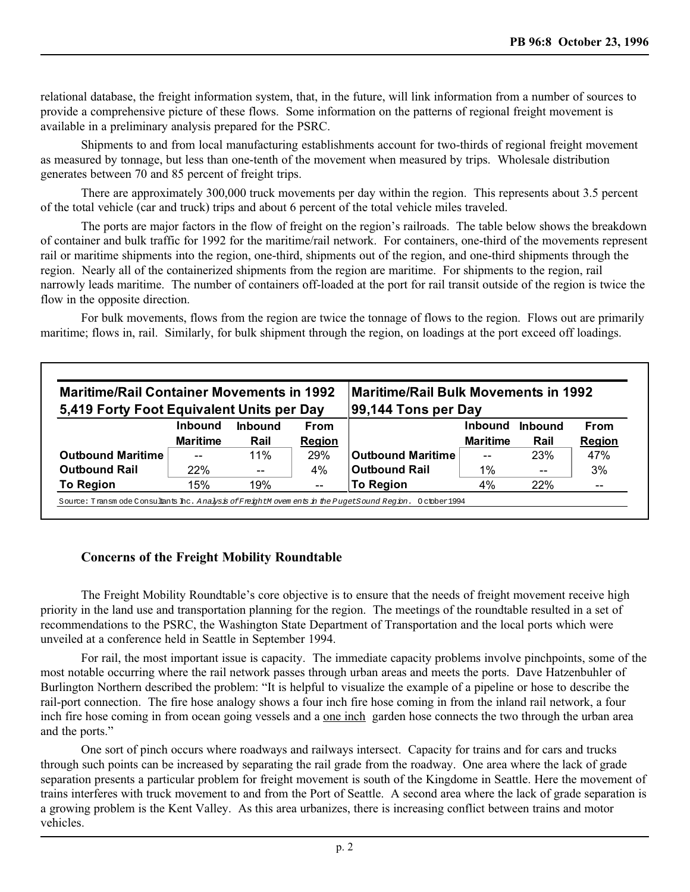relational database, the freight information system, that, in the future, will link information from a number of sources to provide a comprehensive picture of these flows. Some information on the patterns of regional freight movement is available in a preliminary analysis prepared for the PSRC.

Shipments to and from local manufacturing establishments account for two-thirds of regional freight movement as measured by tonnage, but less than one-tenth of the movement when measured by trips. Wholesale distribution generates between 70 and 85 percent of freight trips.

There are approximately 300,000 truck movements per day within the region. This represents about 3.5 percent of the total vehicle (car and truck) trips and about 6 percent of the total vehicle miles traveled.

The ports are major factors in the flow of freight on the region's railroads. The table below shows the breakdown of container and bulk traffic for 1992 for the maritime/rail network. For containers, one-third of the movements represent rail or maritime shipments into the region, one-third, shipments out of the region, and one-third shipments through the region. Nearly all of the containerized shipments from the region are maritime. For shipments to the region, rail narrowly leads maritime. The number of containers off-loaded at the port for rail transit outside of the region is twice the flow in the opposite direction.

For bulk movements, flows from the region are twice the tonnage of flows to the region. Flows out are primarily maritime; flows in, rail. Similarly, for bulk shipment through the region, on loadings at the port exceed off loadings.

**Maritime/Rail Container Movements in 1992**
**5,419 Forty Foot Equivalent Units per Day**

| | Inbound Maritime | Inbound Rail | From Region |
|---|---|---|---|
| Outbound Maritime | -- | 11% | 29% |
| Outbound Rail | 22% | -- | 4% |
| To Region | 15% | 19% | -- |

**Maritime/Rail Bulk Movements in 1992**
**99,144 Tons per Day**

| | Inbound Maritime | Inbound Rail | From Region |
|---|---|---|---|
| Outbound Maritime | -- | 23% | 47% |
| Outbound Rail | 1% | -- | 3% |
| To Region | 4% | 22% | -- |

Source: Transmode Consultants Inc. *Analysis of Freight Movements in the Puget Sound Region*. October 1994

## Concerns of the Freight Mobility Roundtable

The Freight Mobility Roundtable's core objective is to ensure that the needs of freight movement receive high priority in the land use and transportation planning for the region. The meetings of the roundtable resulted in a set of recommendations to the PSRC, the Washington State Department of Transportation and the local ports which were unveiled at a conference held in Seattle in September 1994.

For rail, the most important issue is capacity. The immediate capacity problems involve pinchpoints, some of the most notable occurring where the rail network passes through urban areas and meets the ports. Dave Hatzenbuhler of Burlington Northern described the problem: "It is helpful to visualize the example of a pipeline or hose to describe the rail-port connection. The fire hose analogy shows a four inch fire hose coming in from the inland rail network, a four inch fire hose coming in from ocean going vessels and a one inch garden hose connects the two through the urban area and the ports."

One sort of pinch occurs where roadways and railways intersect. Capacity for trains and for cars and trucks through such points can be increased by separating the rail grade from the roadway. One area where the lack of grade separation presents a particular problem for freight movement is south of the Kingdome in Seattle. Here the movement of trains interferes with truck movement to and from the Port of Seattle. A second area where the lack of grade separation is a growing problem is the Kent Valley. As this area urbanizes, there is increasing conflict between trains and motor vehicles.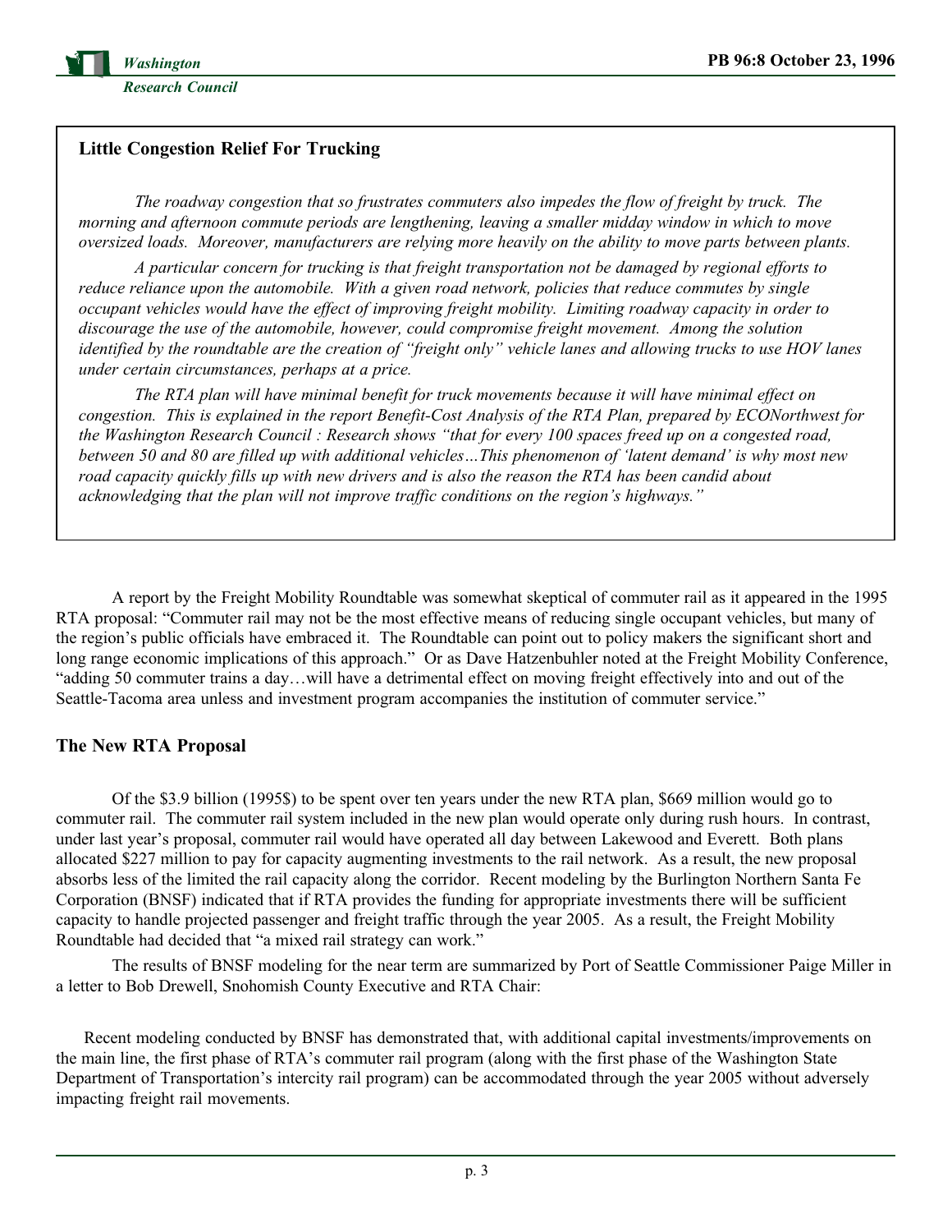### Little Congestion Relief For Trucking

*The roadway congestion that so frustrates commuters also impedes the flow of freight by truck. The morning and afternoon commute periods are lengthening, leaving a smaller midday window in which to move oversized loads. Moreover, manufacturers are relying more heavily on the ability to move parts between plants.*

*A particular concern for trucking is that freight transportation not be damaged by regional efforts to reduce reliance upon the automobile. With a given road network, policies that reduce commutes by single occupant vehicles would have the effect of improving freight mobility. Limiting roadway capacity in order to discourage the use of the automobile, however, could compromise freight movement. Among the solution identified by the roundtable are the creation of "freight only" vehicle lanes and allowing trucks to use HOV lanes under certain circumstances, perhaps at a price.*

*The RTA plan will have minimal benefit for truck movements because it will have minimal effect on congestion. This is explained in the report Benefit-Cost Analysis of the RTA Plan, prepared by ECONorthwest for the Washington Research Council : Research shows "that for every 100 spaces freed up on a congested road, between 50 and 80 are filled up with additional vehicles…This phenomenon of 'latent demand' is why most new road capacity quickly fills up with new drivers and is also the reason the RTA has been candid about acknowledging that the plan will not improve traffic conditions on the region's highways."*

A report by the Freight Mobility Roundtable was somewhat skeptical of commuter rail as it appeared in the 1995 RTA proposal: "Commuter rail may not be the most effective means of reducing single occupant vehicles, but many of the region's public officials have embraced it. The Roundtable can point out to policy makers the significant short and long range economic implications of this approach." Or as Dave Hatzenbuhler noted at the Freight Mobility Conference, "adding 50 commuter trains a day…will have a detrimental effect on moving freight effectively into and out of the Seattle-Tacoma area unless and investment program accompanies the institution of commuter service."

## The New RTA Proposal

Of the $3.9 billion (1995$) to be spent over ten years under the new RTA plan, $669 million would go to commuter rail. The commuter rail system included in the new plan would operate only during rush hours. In contrast, under last year's proposal, commuter rail would have operated all day between Lakewood and Everett. Both plans allocated $227 million to pay for capacity augmenting investments to the rail network. As a result, the new proposal absorbs less of the limited the rail capacity along the corridor. Recent modeling by the Burlington Northern Santa Fe Corporation (BNSF) indicated that if RTA provides the funding for appropriate investments there will be sufficient capacity to handle projected passenger and freight traffic through the year 2005. As a result, the Freight Mobility Roundtable had decided that "a mixed rail strategy can work."

The results of BNSF modeling for the near term are summarized by Port of Seattle Commissioner Paige Miller in a letter to Bob Drewell, Snohomish County Executive and RTA Chair:

> Recent modeling conducted by BNSF has demonstrated that, with additional capital investments/improvements on the main line, the first phase of RTA's commuter rail program (along with the first phase of the Washington State Department of Transportation's intercity rail program) can be accommodated through the year 2005 without adversely impacting freight rail movements.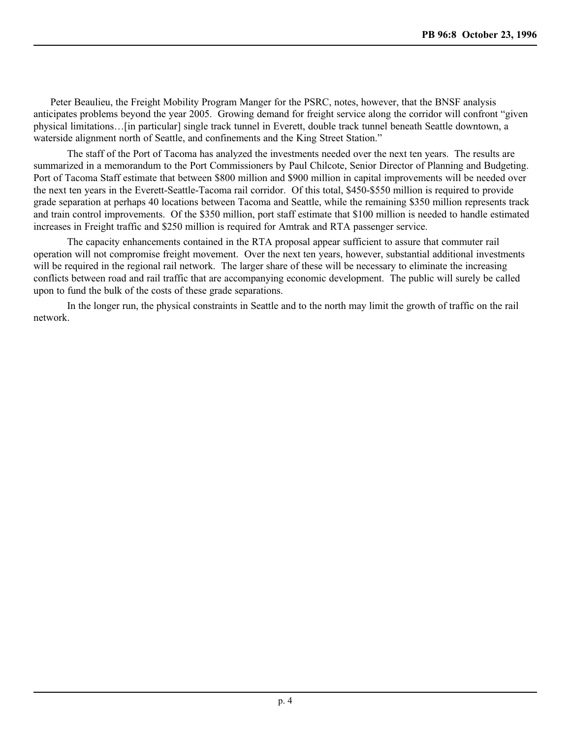Peter Beaulieu, the Freight Mobility Program Manger for the PSRC, notes, however, that the BNSF analysis anticipates problems beyond the year 2005. Growing demand for freight service along the corridor will confront "given physical limitations…[in particular] single track tunnel in Everett, double track tunnel beneath Seattle downtown, a waterside alignment north of Seattle, and confinements and the King Street Station."

The staff of the Port of Tacoma has analyzed the investments needed over the next ten years. The results are summarized in a memorandum to the Port Commissioners by Paul Chilcote, Senior Director of Planning and Budgeting. Port of Tacoma Staff estimate that between $800 million and $900 million in capital improvements will be needed over the next ten years in the Everett-Seattle-Tacoma rail corridor. Of this total, $450-$550 million is required to provide grade separation at perhaps 40 locations between Tacoma and Seattle, while the remaining $350 million represents track and train control improvements. Of the $350 million, port staff estimate that $100 million is needed to handle estimated increases in Freight traffic and $250 million is required for Amtrak and RTA passenger service.

The capacity enhancements contained in the RTA proposal appear sufficient to assure that commuter rail operation will not compromise freight movement. Over the next ten years, however, substantial additional investments will be required in the regional rail network. The larger share of these will be necessary to eliminate the increasing conflicts between road and rail traffic that are accompanying economic development. The public will surely be called upon to fund the bulk of the costs of these grade separations.

In the longer run, the physical constraints in Seattle and to the north may limit the growth of traffic on the rail network.